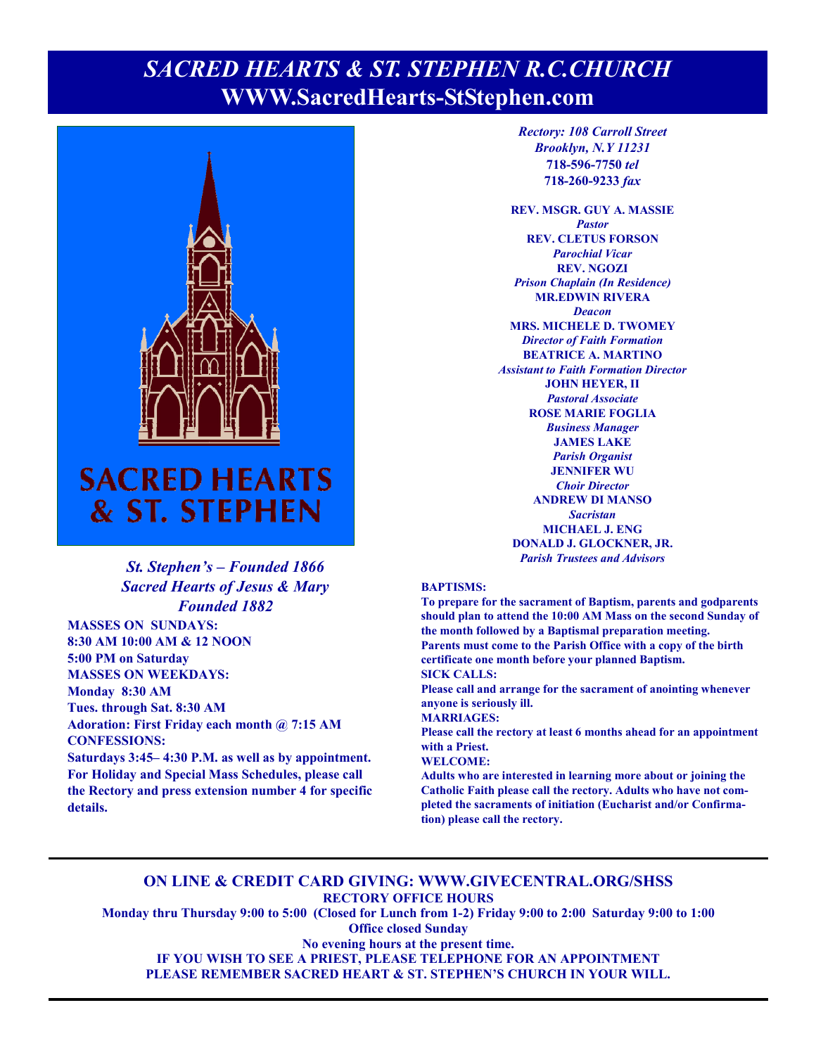# *SACRED HEARTS & ST. STEPHEN R.C.CHURCH*

## WWW.SacredHearts-StStephen.com

SACRED HEARTS & ST. STEPHEN

***St. Stephen's – Founded 1866***
***Sacred Hearts of Jesus & Mary***
***Founded 1882***

**MASSES ON SUNDAYS:**
**8:30 AM 10:00 AM & 12 NOON**
**5:00 PM on Saturday**
**MASSES ON WEEKDAYS:**
**Monday 8:30 AM**
**Tues. through Sat. 8:30 AM**
**Adoration: First Friday each month @ 7:15 AM**
**CONFESSIONS:**
**Saturdays 3:45– 4:30 P.M. as well as by appointment.**
**For Holiday and Special Mass Schedules, please call the Rectory and press extension number 4 for specific details.**

***Rectory: 108 Carroll Street***
***Brooklyn, N.Y 11231***
**718-596-7750** ***tel***
**718-260-9233** ***fax***

**REV. MSGR. GUY A. MASSIE**
***Pastor***
**REV. CLETUS FORSON**
***Parochial Vicar***
**REV. NGOZI**
***Prison Chaplain (In Residence)***
**MR.EDWIN RIVERA**
***Deacon***
**MRS. MICHELE D. TWOMEY**
***Director of Faith Formation***
**BEATRICE A. MARTINO**
***Assistant to Faith Formation Director***
**JOHN HEYER, II**
***Pastoral Associate***
**ROSE MARIE FOGLIA**
***Business Manager***
**JAMES LAKE**
***Parish Organist***
**JENNIFER WU**
***Choir Director***
**ANDREW DI MANSO**
***Sacristan***
**MICHAEL J. ENG**
**DONALD J. GLOCKNER, JR.**
***Parish Trustees and Advisors***

**BAPTISMS:**
**To prepare for the sacrament of Baptism, parents and godparents should plan to attend the 10:00 AM Mass on the second Sunday of the month followed by a Baptismal preparation meeting. Parents must come to the Parish Office with a copy of the birth certificate one month before your planned Baptism.**
**SICK CALLS:**
**Please call and arrange for the sacrament of anointing whenever anyone is seriously ill.**
**MARRIAGES:**
**Please call the rectory at least 6 months ahead for an appointment with a Priest.**
**WELCOME:**
**Adults who are interested in learning more about or joining the Catholic Faith please call the rectory. Adults who have not completed the sacraments of initiation (Eucharist and/or Confirmation) please call the rectory.**

---

**ON LINE & CREDIT CARD GIVING: WWW.GIVECENTRAL.ORG/SHSS**
**RECTORY OFFICE HOURS**
**Monday thru Thursday 9:00 to 5:00 (Closed for Lunch from 1-2) Friday 9:00 to 2:00 Saturday 9:00 to 1:00**
**Office closed Sunday**
**No evening hours at the present time.**
**IF YOU WISH TO SEE A PRIEST, PLEASE TELEPHONE FOR AN APPOINTMENT**
**PLEASE REMEMBER SACRED HEART & ST. STEPHEN'S CHURCH IN YOUR WILL.**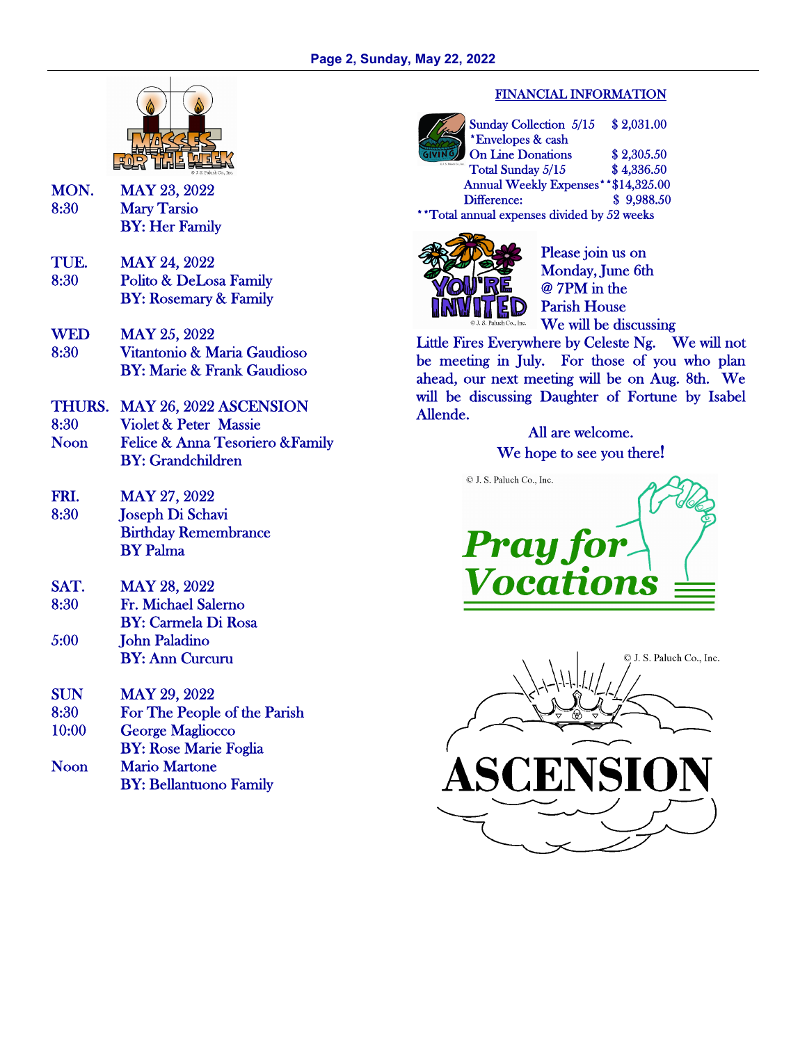## MASSES FOR THE WEEK

| | | |
|---|---|---|
| MON. | 8:30 | MAY 23, 2022 |
| | | Mary Tarsio |
| | | BY: Her Family |
| TUE. | 8:30 | MAY 24, 2022 |
| | | Polito & DeLosa Family |
| | | BY: Rosemary & Family |
| WED | 8:30 | MAY 25, 2022 |
| | | Vitantonio & Maria Gaudioso |
| | | BY: Marie & Frank Gaudioso |
| THURS. | | MAY 26, 2022 ASCENSION |
| | 8:30 | Violet & Peter Massie |
| | Noon | Felice & Anna Tesoriero &Family |
| | | BY: Grandchildren |
| FRI. | 8:30 | MAY 27, 2022 |
| | | Joseph Di Schavi |
| | | Birthday Remembrance |
| | | BY Palma |
| SAT. | 8:30 | MAY 28, 2022 |
| | | Fr. Michael Salerno |
| | | BY: Carmela Di Rosa |
| | 5:00 | John Paladino |
| | | BY: Ann Curcuru |
| SUN | 8:30 | MAY 29, 2022 |
| | | For The People of the Parish |
| | 10:00 | George Magliocco |
| | | BY: Rose Marie Foglia |
| | Noon | Mario Martone |
| | | BY: Bellantuono Family |

## FINANCIAL INFORMATION

| | |
|---|---|
| Sunday Collection 5/15 *Envelopes & cash | $ 2,031.00 |
| On Line Donations | $ 2,305.50 |
| Total Sunday 5/15 | $ 4,336.50 |
| Annual Weekly Expenses** | $14,325.00 |
| Difference: | $ 9,988.50 |

**Total annual expenses divided by 52 weeks

## YOU'RE INVITED

Please join us on Monday, June 6th @ 7PM in the Parish House

We will be discussing Little Fires Everywhere by Celeste Ng. We will not be meeting in July. For those of you who plan ahead, our next meeting will be on Aug. 8th. We will be discussing Daughter of Fortune by Isabel Allende.

All are welcome.

We hope to see you there!

**Pray for Vocations**

**ASCENSION**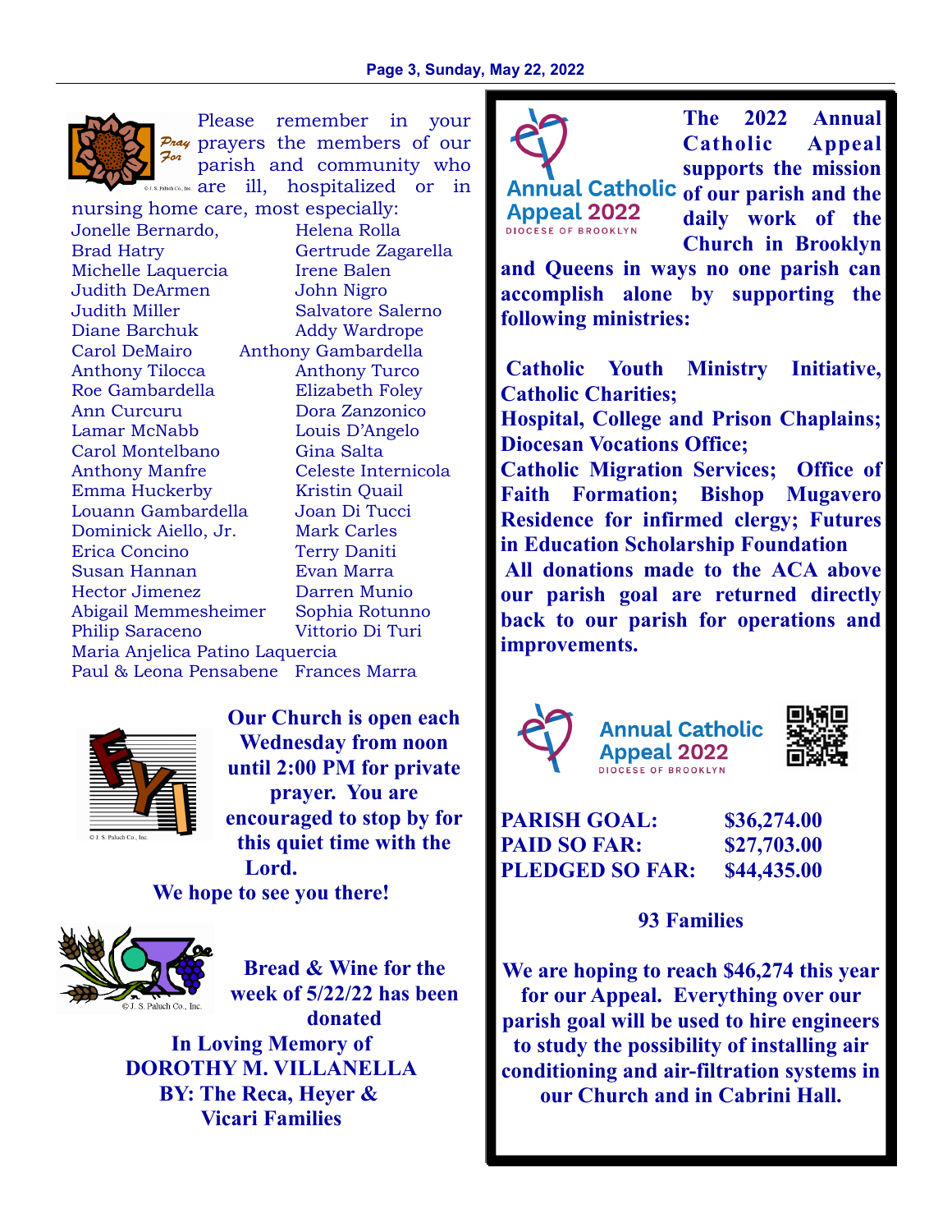Please remember in your prayers the members of our parish and community who are ill, hospitalized or in nursing home care, most especially:

| | |
|---|---|
| Jonelle Bernardo, | Helena Rolla |
| Brad Hatry | Gertrude Zagarella |
| Michelle Laquercia | Irene Balen |
| Judith DeArmen | John Nigro |
| Judith Miller | Salvatore Salerno |
| Diane Barchuk | Addy Wardrope |
| Carol DeMairo | Anthony Gambardella |
| Anthony Tilocca | Anthony Turco |
| Roe Gambardella | Elizabeth Foley |
| Ann Curcuru | Dora Zanzonico |
| Lamar McNabb | Louis D'Angelo |
| Carol Montelbano | Gina Salta |
| Anthony Manfre | Celeste Internicola |
| Emma Huckerby | Kristin Quail |
| Louann Gambardella | Joan Di Tucci |
| Dominick Aiello, Jr. | Mark Carles |
| Erica Concino | Terry Daniti |
| Susan Hannan | Evan Marra |
| Hector Jimenez | Darren Munio |
| Abigail Memmesheimer | Sophia Rotunno |
| Philip Saraceno | Vittorio Di Turi |
| Maria Anjelica Patino Laquercia | |
| Paul & Leona Pensabene | Frances Marra |

**Our Church is open each Wednesday from noon until 2:00 PM for private prayer. You are encouraged to stop by for this quiet time with the Lord.**

**We hope to see you there!**

**Bread & Wine for the week of 5/22/22 has been donated**

**In Loving Memory of**
**DOROTHY M. VILLANELLA**
**BY: The Reca, Heyer & Vicari Families**

**The 2022 Annual Catholic Appeal supports the mission of our parish and the daily work of the Church in Brooklyn and Queens in ways no one parish can accomplish alone by supporting the following ministries:**

**Catholic Youth Ministry Initiative, Catholic Charities;**
**Hospital, College and Prison Chaplains; Diocesan Vocations Office;**
**Catholic Migration Services; Office of Faith Formation; Bishop Mugavero Residence for infirmed clergy; Futures in Education Scholarship Foundation**
**All donations made to the ACA above our parish goal are returned directly back to our parish for operations and improvements.**

Annual Catholic Appeal 2022
DIOCESE OF BROOKLYN

| | |
|---|---|
| **PARISH GOAL:** | **$36,274.00** |
| **PAID SO FAR:** | **$27,703.00** |
| **PLEDGED SO FAR:** | **$44,435.00** |

**93 Families**

**We are hoping to reach $46,274 this year for our Appeal. Everything over our parish goal will be used to hire engineers to study the possibility of installing air conditioning and air-filtration systems in our Church and in Cabrini Hall.**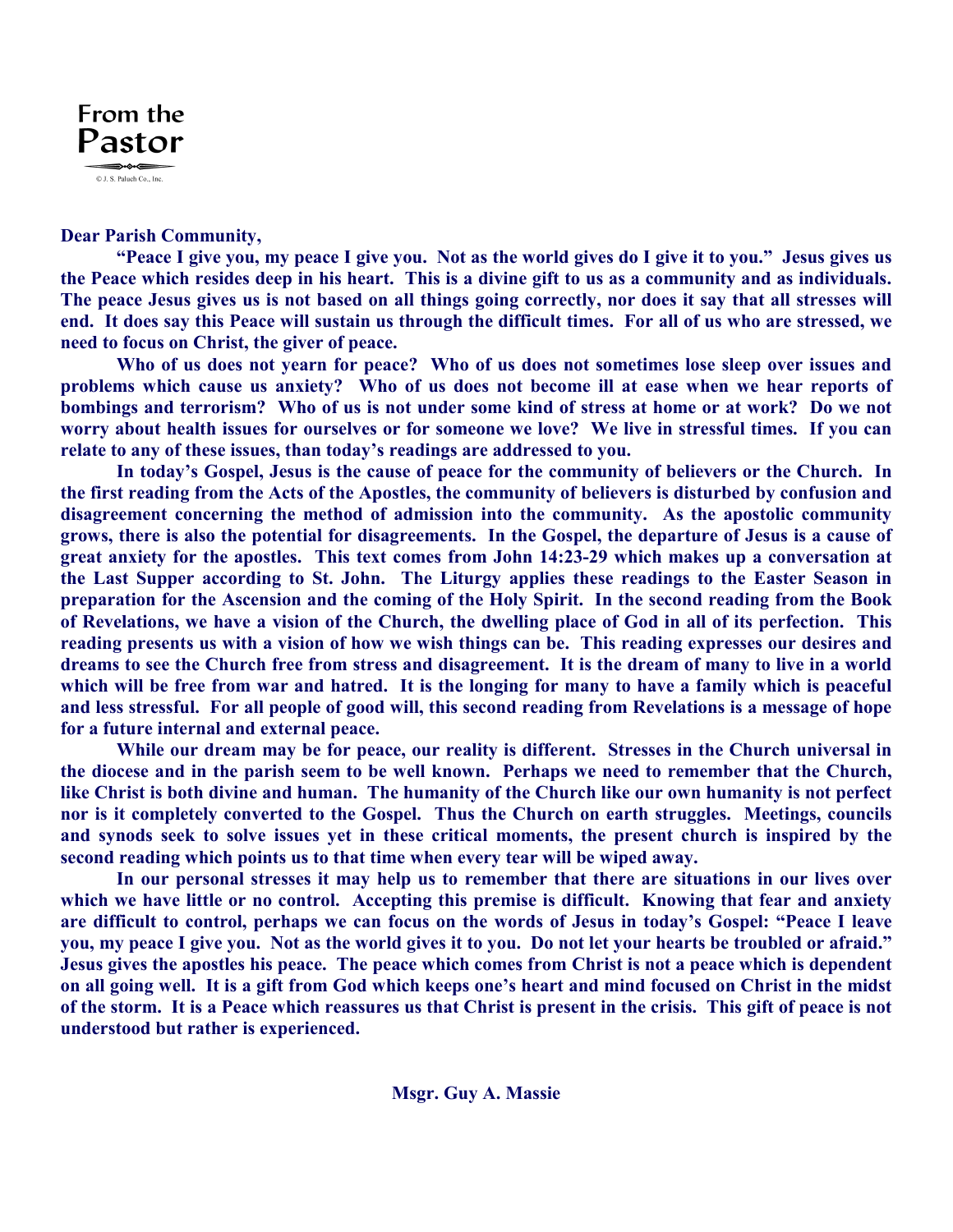# From the Pastor

© J. S. Paluch Co., Inc.

**Dear Parish Community,**

**"Peace I give you, my peace I give you. Not as the world gives do I give it to you." Jesus gives us the Peace which resides deep in his heart. This is a divine gift to us as a community and as individuals. The peace Jesus gives us is not based on all things going correctly, nor does it say that all stresses will end. It does say this Peace will sustain us through the difficult times. For all of us who are stressed, we need to focus on Christ, the giver of peace.**

**Who of us does not yearn for peace? Who of us does not sometimes lose sleep over issues and problems which cause us anxiety? Who of us does not become ill at ease when we hear reports of bombings and terrorism? Who of us is not under some kind of stress at home or at work? Do we not worry about health issues for ourselves or for someone we love? We live in stressful times. If you can relate to any of these issues, than today's readings are addressed to you.**

**In today's Gospel, Jesus is the cause of peace for the community of believers or the Church. In the first reading from the Acts of the Apostles, the community of believers is disturbed by confusion and disagreement concerning the method of admission into the community. As the apostolic community grows, there is also the potential for disagreements. In the Gospel, the departure of Jesus is a cause of great anxiety for the apostles. This text comes from John 14:23-29 which makes up a conversation at the Last Supper according to St. John. The Liturgy applies these readings to the Easter Season in preparation for the Ascension and the coming of the Holy Spirit. In the second reading from the Book of Revelations, we have a vision of the Church, the dwelling place of God in all of its perfection. This reading presents us with a vision of how we wish things can be. This reading expresses our desires and dreams to see the Church free from stress and disagreement. It is the dream of many to live in a world which will be free from war and hatred. It is the longing for many to have a family which is peaceful and less stressful. For all people of good will, this second reading from Revelations is a message of hope for a future internal and external peace.**

**While our dream may be for peace, our reality is different. Stresses in the Church universal in the diocese and in the parish seem to be well known. Perhaps we need to remember that the Church, like Christ is both divine and human. The humanity of the Church like our own humanity is not perfect nor is it completely converted to the Gospel. Thus the Church on earth struggles. Meetings, councils and synods seek to solve issues yet in these critical moments, the present church is inspired by the second reading which points us to that time when every tear will be wiped away.**

**In our personal stresses it may help us to remember that there are situations in our lives over which we have little or no control. Accepting this premise is difficult. Knowing that fear and anxiety are difficult to control, perhaps we can focus on the words of Jesus in today's Gospel: "Peace I leave you, my peace I give you. Not as the world gives it to you. Do not let your hearts be troubled or afraid." Jesus gives the apostles his peace. The peace which comes from Christ is not a peace which is dependent on all going well. It is a gift from God which keeps one's heart and mind focused on Christ in the midst of the storm. It is a Peace which reassures us that Christ is present in the crisis. This gift of peace is not understood but rather is experienced.**

**Msgr. Guy A. Massie**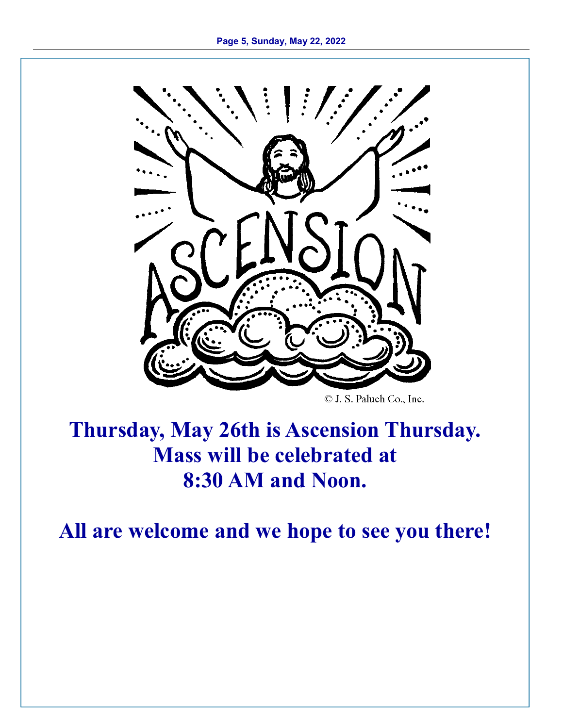© J. S. Paluch Co., Inc.

**Thursday, May 26th is Ascension Thursday.**
**Mass will be celebrated at**
**8:30 AM and Noon.**

**All are welcome and we hope to see you there!**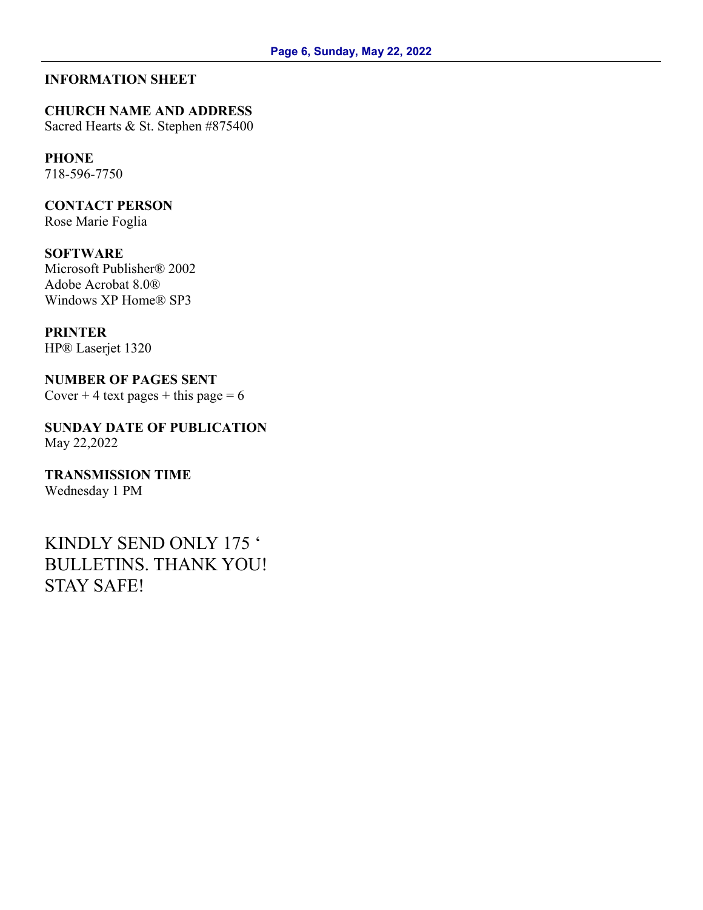**INFORMATION SHEET**

**CHURCH NAME AND ADDRESS**
Sacred Hearts & St. Stephen #875400

**PHONE**
718-596-7750

**CONTACT PERSON**
Rose Marie Foglia

**SOFTWARE**
Microsoft Publisher® 2002
Adobe Acrobat 8.0®
Windows XP Home® SP3

**PRINTER**
HP® Laserjet 1320

**NUMBER OF PAGES SENT**
Cover + 4 text pages + this page = 6

**SUNDAY DATE OF PUBLICATION**
May 22,2022

**TRANSMISSION TIME**
Wednesday 1 PM

KINDLY SEND ONLY 175 ‘ BULLETINS. THANK YOU! STAY SAFE!